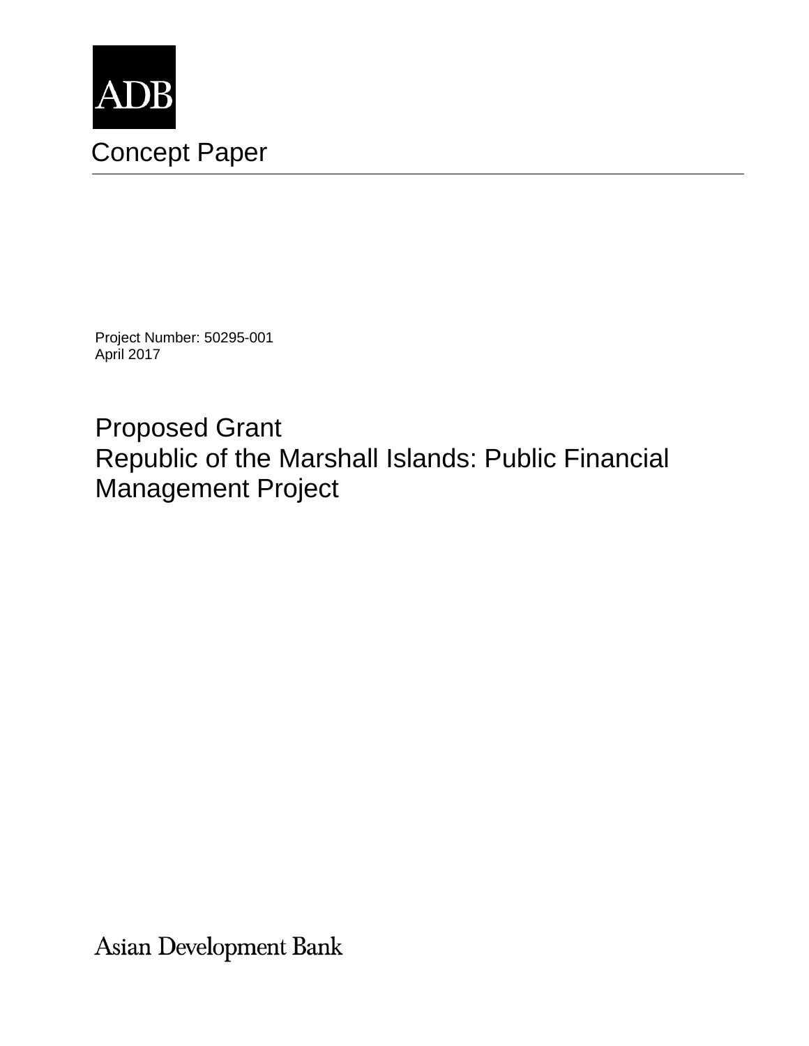ADB

Concept Paper

Project Number: 50295-001
April 2017

# Proposed Grant
# Republic of the Marshall Islands: Public Financial Management Project

Asian Development Bank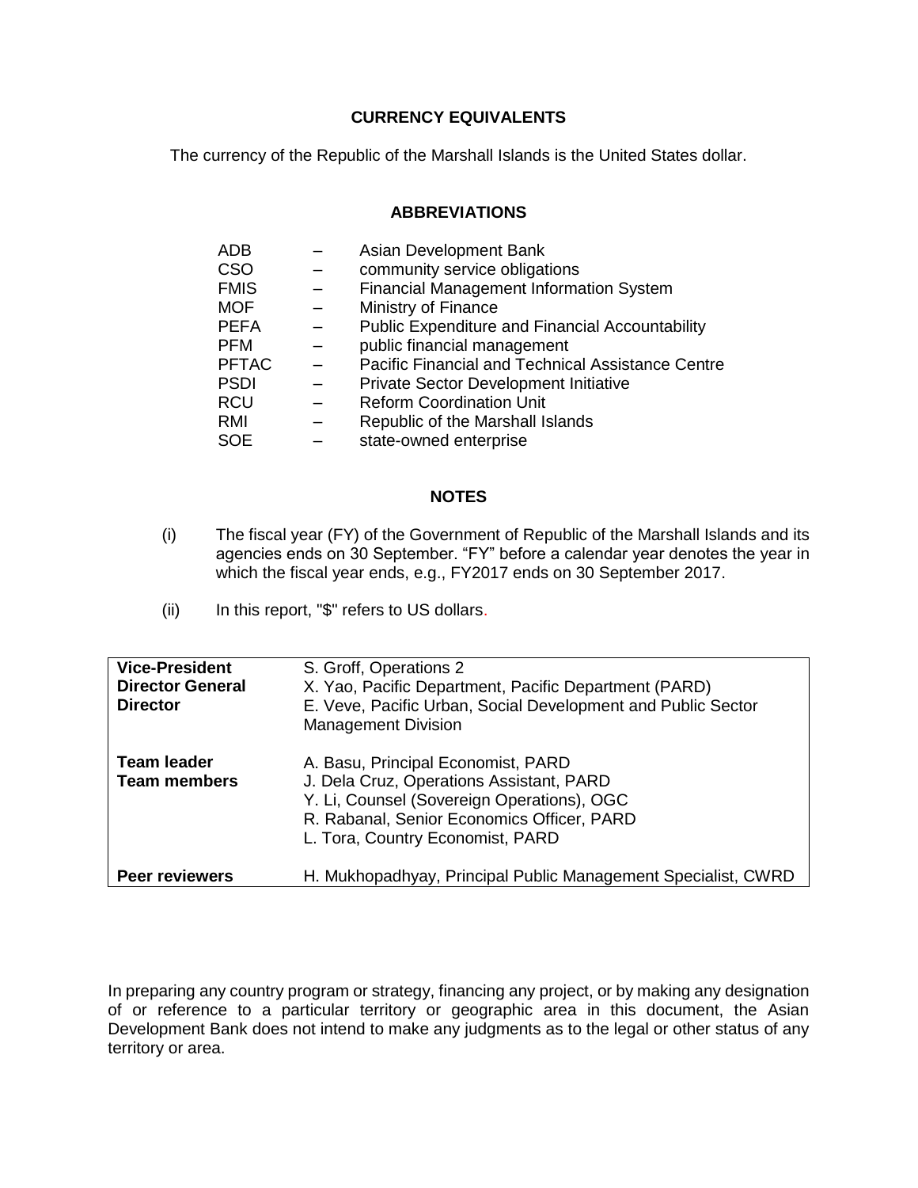## CURRENCY EQUIVALENTS

The currency of the Republic of the Marshall Islands is the United States dollar.

## ABBREVIATIONS

| | | |
|---|---|---|
| ADB | – | Asian Development Bank |
| CSO | – | community service obligations |
| FMIS | – | Financial Management Information System |
| MOF | – | Ministry of Finance |
| PEFA | – | Public Expenditure and Financial Accountability |
| PFM | – | public financial management |
| PFTAC | – | Pacific Financial and Technical Assistance Centre |
| PSDI | – | Private Sector Development Initiative |
| RCU | – | Reform Coordination Unit |
| RMI | – | Republic of the Marshall Islands |
| SOE | – | state-owned enterprise |

## NOTES

(i) The fiscal year (FY) of the Government of Republic of the Marshall Islands and its agencies ends on 30 September. "FY" before a calendar year denotes the year in which the fiscal year ends, e.g., FY2017 ends on 30 September 2017.

(ii) In this report, "$" refers to US dollars.

| | |
|---|---|
| **Vice-President** | S. Groff, Operations 2 |
| **Director General** | X. Yao, Pacific Department, Pacific Department (PARD) |
| **Director** | E. Veve, Pacific Urban, Social Development and Public Sector Management Division |
| **Team leader** | A. Basu, Principal Economist, PARD |
| **Team members** | J. Dela Cruz, Operations Assistant, PARD |
| | Y. Li, Counsel (Sovereign Operations), OGC |
| | R. Rabanal, Senior Economics Officer, PARD |
| | L. Tora, Country Economist, PARD |
| **Peer reviewers** | H. Mukhopadhyay, Principal Public Management Specialist, CWRD |

In preparing any country program or strategy, financing any project, or by making any designation of or reference to a particular territory or geographic area in this document, the Asian Development Bank does not intend to make any judgments as to the legal or other status of any territory or area.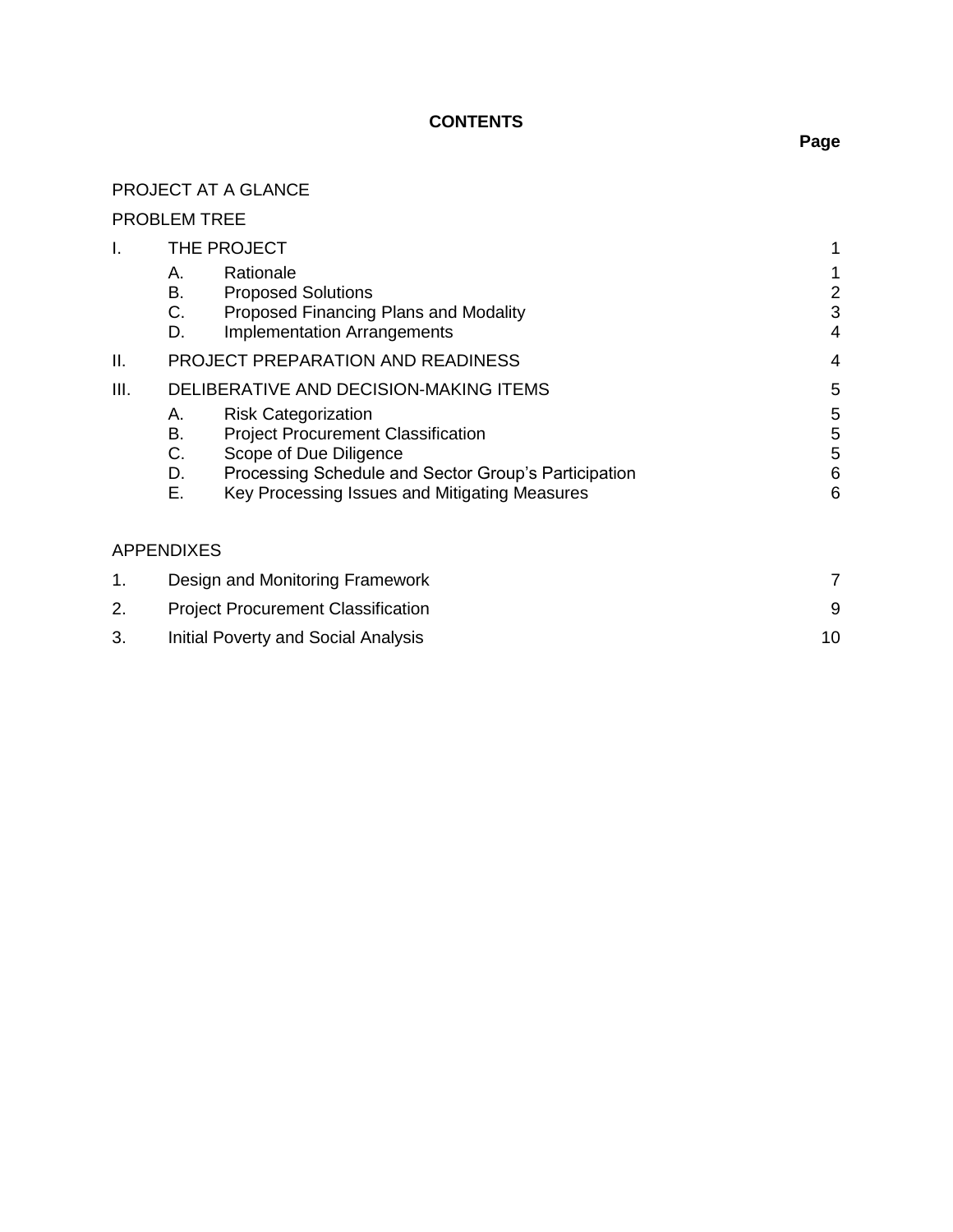**CONTENTS**

| | | Page |
|---|---|---|
| PROJECT AT A GLANCE | | |
| PROBLEM TREE | | |
| I. | THE PROJECT | 1 |
| | A. Rationale | 1 |
| | B. Proposed Solutions | 2 |
| | C. Proposed Financing Plans and Modality | 3 |
| | D. Implementation Arrangements | 4 |
| II. | PROJECT PREPARATION AND READINESS | 4 |
| III. | DELIBERATIVE AND DECISION-MAKING ITEMS | 5 |
| | A. Risk Categorization | 5 |
| | B. Project Procurement Classification | 5 |
| | C. Scope of Due Diligence | 5 |
| | D. Processing Schedule and Sector Group's Participation | 6 |
| | E. Key Processing Issues and Mitigating Measures | 6 |

APPENDIXES

| | | |
|---|---|---|
| 1. | Design and Monitoring Framework | 7 |
| 2. | Project Procurement Classification | 9 |
| 3. | Initial Poverty and Social Analysis | 10 |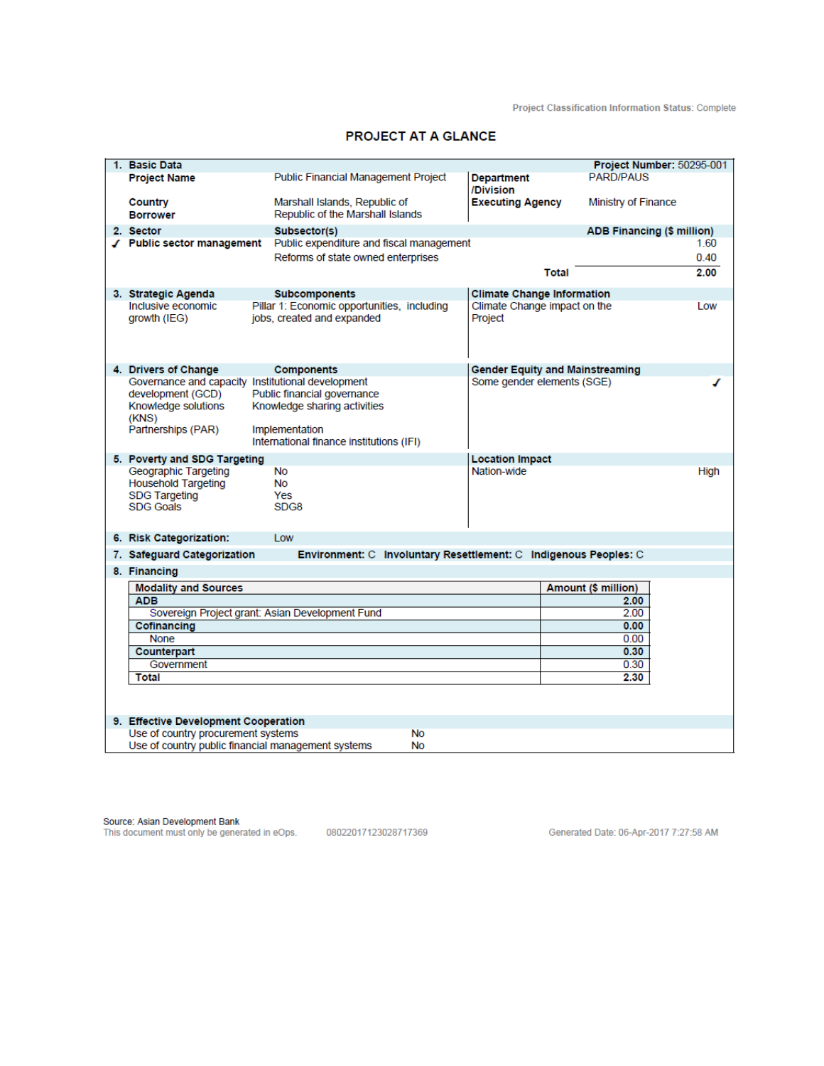Project Classification Information Status: Complete

# PROJECT AT A GLANCE

## 1. Basic Data

**Project Number:** 50295-001

| | | | |
|---|---|---|---|
| **Project Name** | Public Financial Management Project | **Department /Division** | PARD/PAUS |
| **Country** | Marshall Islands, Republic of | **Executing Agency** | Ministry of Finance |
| **Borrower** | Republic of the Marshall Islands | | |

## 2. Sector

| Sector | Subsector(s) | ADB Financing ($ million) |
|---|---|---|
| ✓ Public sector management | Public expenditure and fiscal management | 1.60 |
| | Reforms of state owned enterprises | 0.40 |
| | **Total** | **2.00** |

## 3. Strategic Agenda

| Strategic Agenda | Subcomponents |
|---|---|
| Inclusive economic growth (IEG) | Pillar 1: Economic opportunities, including jobs, created and expanded |

**Climate Change Information**

| | |
|---|---|
| Climate Change impact on the Project | Low |

## 4. Drivers of Change

| Drivers of Change | Components |
|---|---|
| Governance and capacity development (GCD) | Institutional development |
| | Public financial governance |
| Knowledge solutions (KNS) | Knowledge sharing activities |
| Partnerships (PAR) | Implementation |
| | International finance institutions (IFI) |

**Gender Equity and Mainstreaming**

| | |
|---|---|
| Some gender elements (SGE) | ✓ |

## 5. Poverty and SDG Targeting

| | |
|---|---|
| Geographic Targeting | No |
| Household Targeting | No |
| SDG Targeting | Yes |
| SDG Goals | SDG8 |

**Location Impact**

| | |
|---|---|
| Nation-wide | High |

## 6. Risk Categorization: Low

## 7. Safeguard Categorization

**Environment:** C **Involuntary Resettlement:** C **Indigenous Peoples:** C

## 8. Financing

| Modality and Sources | Amount ($ million) |
|---|---|
| **ADB** | **2.00** |
| Sovereign Project grant: Asian Development Fund | 2.00 |
| **Cofinancing** | **0.00** |
| None | 0.00 |
| **Counterpart** | **0.30** |
| Government | 0.30 |
| **Total** | **2.30** |

## 9. Effective Development Cooperation

| | |
|---|---|
| Use of country procurement systems | No |
| Use of country public financial management systems | No |

Source: Asian Development Bank
This document must only be generated in eOps. 08022017123028717369 Generated Date: 06-Apr-2017 7:27:58 AM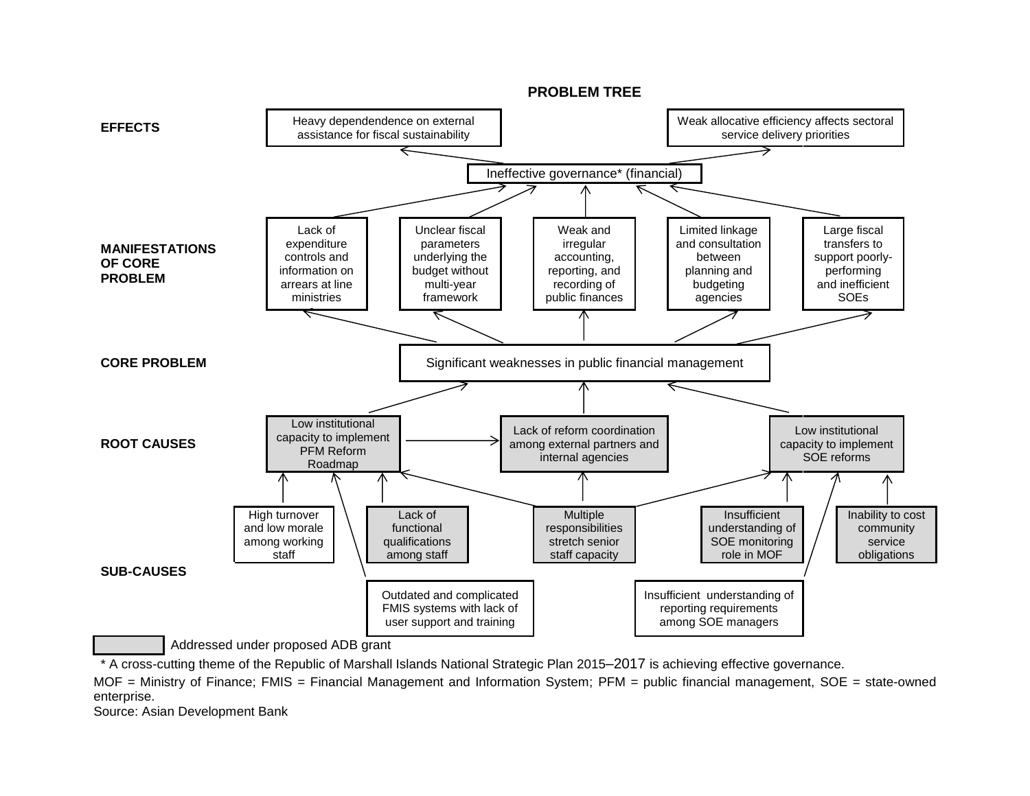## PROBLEM TREE

**EFFECTS**

- Heavy dependence on external assistance for fiscal sustainability
- Weak allocative efficiency affects sectoral service delivery priorities

Ineffective governance* (financial)

**MANIFESTATIONS OF CORE PROBLEM**

- Lack of expenditure controls and information on arrears at line ministries
- Unclear fiscal parameters underlying the budget without multi-year framework
- Weak and irregular accounting, reporting, and recording of public finances
- Limited linkage and consultation between planning and budgeting agencies
- Large fiscal transfers to support poorly-performing and inefficient SOEs

**CORE PROBLEM**

Significant weaknesses in public financial management

**ROOT CAUSES**

- Low institutional capacity to implement PFM Reform Roadmap
- Lack of reform coordination among external partners and internal agencies
- Low institutional capacity to implement SOE reforms

**SUB-CAUSES**

- High turnover and low morale among working staff
- Lack of functional qualifications among staff
- Multiple responsibilities stretch senior staff capacity
- Insufficient understanding of SOE monitoring role in MOF
- Inability to cost community service obligations
- Outdated and complicated FMIS systems with lack of user support and training
- Insufficient understanding of reporting requirements among SOE managers

Addressed under proposed ADB grant

\* A cross-cutting theme of the Republic of Marshall Islands National Strategic Plan 2015–2017 is achieving effective governance.

MOF = Ministry of Finance; FMIS = Financial Management and Information System; PFM = public financial management, SOE = state-owned enterprise.

Source: Asian Development Bank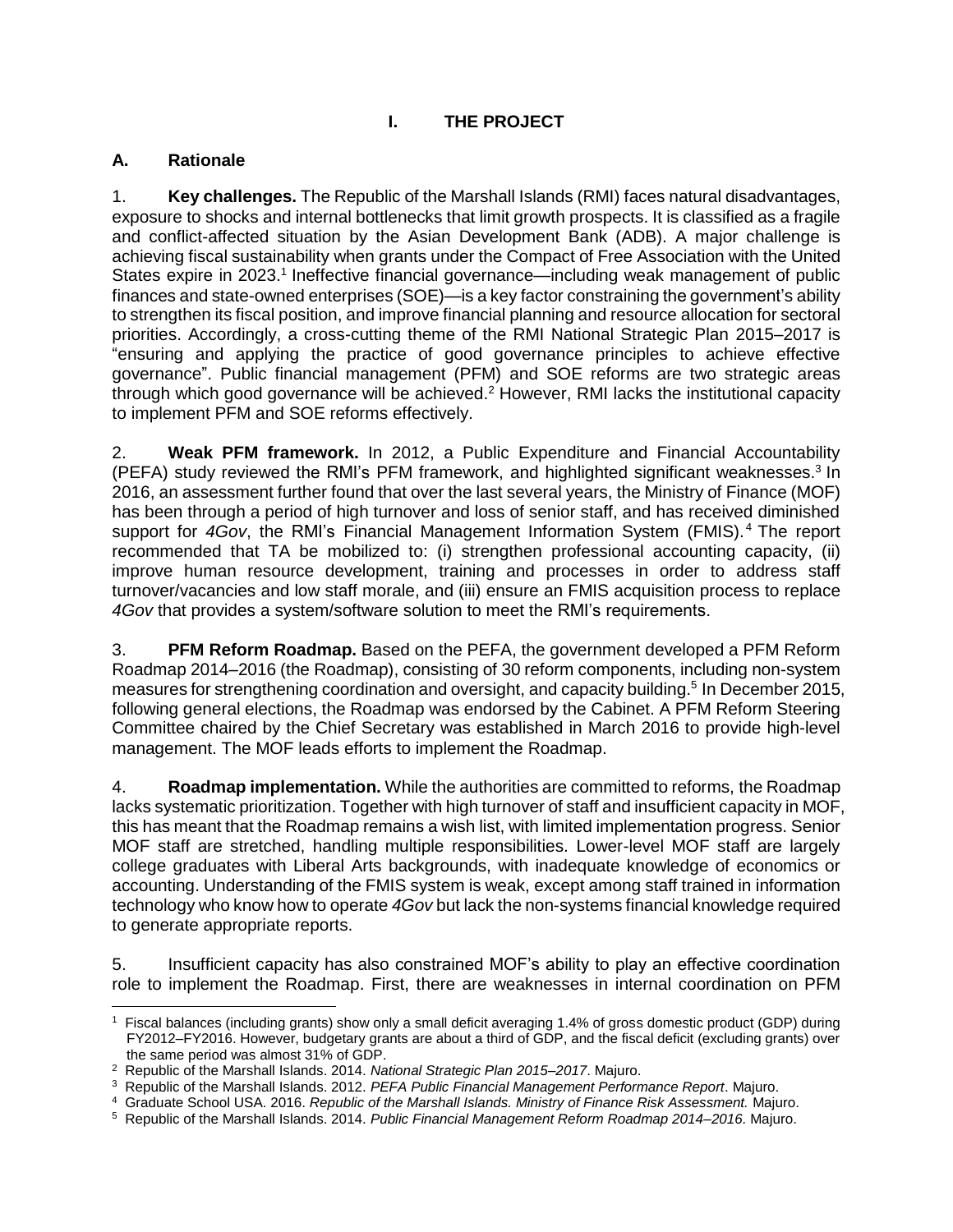# I. THE PROJECT

## A. Rationale

1. **Key challenges.** The Republic of the Marshall Islands (RMI) faces natural disadvantages, exposure to shocks and internal bottlenecks that limit growth prospects. It is classified as a fragile and conflict-affected situation by the Asian Development Bank (ADB). A major challenge is achieving fiscal sustainability when grants under the Compact of Free Association with the United States expire in 2023.[1] Ineffective financial governance—including weak management of public finances and state-owned enterprises (SOE)—is a key factor constraining the government's ability to strengthen its fiscal position, and improve financial planning and resource allocation for sectoral priorities. Accordingly, a cross-cutting theme of the RMI National Strategic Plan 2015–2017 is "ensuring and applying the practice of good governance principles to achieve effective governance". Public financial management (PFM) and SOE reforms are two strategic areas through which good governance will be achieved.[2] However, RMI lacks the institutional capacity to implement PFM and SOE reforms effectively.

2. **Weak PFM framework.** In 2012, a Public Expenditure and Financial Accountability (PEFA) study reviewed the RMI's PFM framework, and highlighted significant weaknesses.[3] In 2016, an assessment further found that over the last several years, the Ministry of Finance (MOF) has been through a period of high turnover and loss of senior staff, and has received diminished support for *4Gov*, the RMI's Financial Management Information System (FMIS).[4] The report recommended that TA be mobilized to: (i) strengthen professional accounting capacity, (ii) improve human resource development, training and processes in order to address staff turnover/vacancies and low staff morale, and (iii) ensure an FMIS acquisition process to replace *4Gov* that provides a system/software solution to meet the RMI's requirements.

3. **PFM Reform Roadmap.** Based on the PEFA, the government developed a PFM Reform Roadmap 2014–2016 (the Roadmap), consisting of 30 reform components, including non-system measures for strengthening coordination and oversight, and capacity building.[5] In December 2015, following general elections, the Roadmap was endorsed by the Cabinet. A PFM Reform Steering Committee chaired by the Chief Secretary was established in March 2016 to provide high-level management. The MOF leads efforts to implement the Roadmap.

4. **Roadmap implementation.** While the authorities are committed to reforms, the Roadmap lacks systematic prioritization. Together with high turnover of staff and insufficient capacity in MOF, this has meant that the Roadmap remains a wish list, with limited implementation progress. Senior MOF staff are stretched, handling multiple responsibilities. Lower-level MOF staff are largely college graduates with Liberal Arts backgrounds, with inadequate knowledge of economics or accounting. Understanding of the FMIS system is weak, except among staff trained in information technology who know how to operate *4Gov* but lack the non-systems financial knowledge required to generate appropriate reports.

5. Insufficient capacity has also constrained MOF's ability to play an effective coordination role to implement the Roadmap. First, there are weaknesses in internal coordination on PFM

---

[1] Fiscal balances (including grants) show only a small deficit averaging 1.4% of gross domestic product (GDP) during FY2012–FY2016. However, budgetary grants are about a third of GDP, and the fiscal deficit (excluding grants) over the same period was almost 31% of GDP.

[2] Republic of the Marshall Islands. 2014. *National Strategic Plan 2015–2017*. Majuro.

[3] Republic of the Marshall Islands. 2012. *PEFA Public Financial Management Performance Report*. Majuro.

[4] Graduate School USA. 2016. *Republic of the Marshall Islands. Ministry of Finance Risk Assessment.* Majuro.

[5] Republic of the Marshall Islands. 2014. *Public Financial Management Reform Roadmap 2014–2016.* Majuro.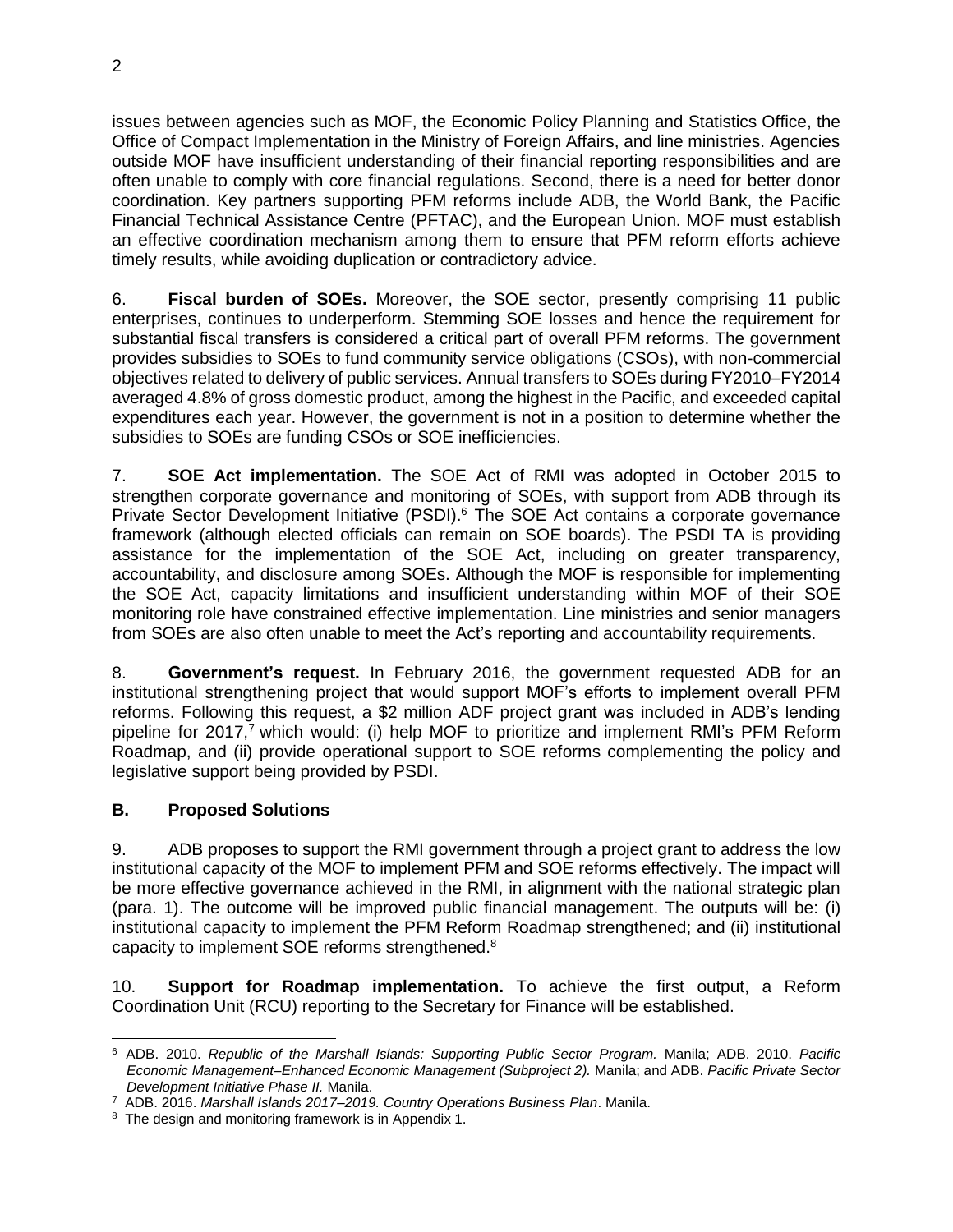issues between agencies such as MOF, the Economic Policy Planning and Statistics Office, the Office of Compact Implementation in the Ministry of Foreign Affairs, and line ministries. Agencies outside MOF have insufficient understanding of their financial reporting responsibilities and are often unable to comply with core financial regulations. Second, there is a need for better donor coordination. Key partners supporting PFM reforms include ADB, the World Bank, the Pacific Financial Technical Assistance Centre (PFTAC), and the European Union. MOF must establish an effective coordination mechanism among them to ensure that PFM reform efforts achieve timely results, while avoiding duplication or contradictory advice.

6. **Fiscal burden of SOEs.** Moreover, the SOE sector, presently comprising 11 public enterprises, continues to underperform. Stemming SOE losses and hence the requirement for substantial fiscal transfers is considered a critical part of overall PFM reforms. The government provides subsidies to SOEs to fund community service obligations (CSOs), with non-commercial objectives related to delivery of public services. Annual transfers to SOEs during FY2010–FY2014 averaged 4.8% of gross domestic product, among the highest in the Pacific, and exceeded capital expenditures each year. However, the government is not in a position to determine whether the subsidies to SOEs are funding CSOs or SOE inefficiencies.

7. **SOE Act implementation.** The SOE Act of RMI was adopted in October 2015 to strengthen corporate governance and monitoring of SOEs, with support from ADB through its Private Sector Development Initiative (PSDI).[6] The SOE Act contains a corporate governance framework (although elected officials can remain on SOE boards). The PSDI TA is providing assistance for the implementation of the SOE Act, including on greater transparency, accountability, and disclosure among SOEs. Although the MOF is responsible for implementing the SOE Act, capacity limitations and insufficient understanding within MOF of their SOE monitoring role have constrained effective implementation. Line ministries and senior managers from SOEs are also often unable to meet the Act's reporting and accountability requirements.

8. **Government's request.** In February 2016, the government requested ADB for an institutional strengthening project that would support MOF's efforts to implement overall PFM reforms. Following this request, a $2 million ADF project grant was included in ADB's lending pipeline for 2017,[7] which would: (i) help MOF to prioritize and implement RMI's PFM Reform Roadmap, and (ii) provide operational support to SOE reforms complementing the policy and legislative support being provided by PSDI.

### B. Proposed Solutions

9. ADB proposes to support the RMI government through a project grant to address the low institutional capacity of the MOF to implement PFM and SOE reforms effectively. The impact will be more effective governance achieved in the RMI, in alignment with the national strategic plan (para. 1). The outcome will be improved public financial management. The outputs will be: (i) institutional capacity to implement the PFM Reform Roadmap strengthened; and (ii) institutional capacity to implement SOE reforms strengthened.[8]

10. **Support for Roadmap implementation.** To achieve the first output, a Reform Coordination Unit (RCU) reporting to the Secretary for Finance will be established.

---

[6] ADB. 2010. *Republic of the Marshall Islands: Supporting Public Sector Program.* Manila; ADB. 2010. *Pacific Economic Management–Enhanced Economic Management (Subproject 2).* Manila; and ADB. *Pacific Private Sector Development Initiative Phase II.* Manila.

[7] ADB. 2016. *Marshall Islands 2017–2019. Country Operations Business Plan*. Manila.

[8] The design and monitoring framework is in Appendix 1.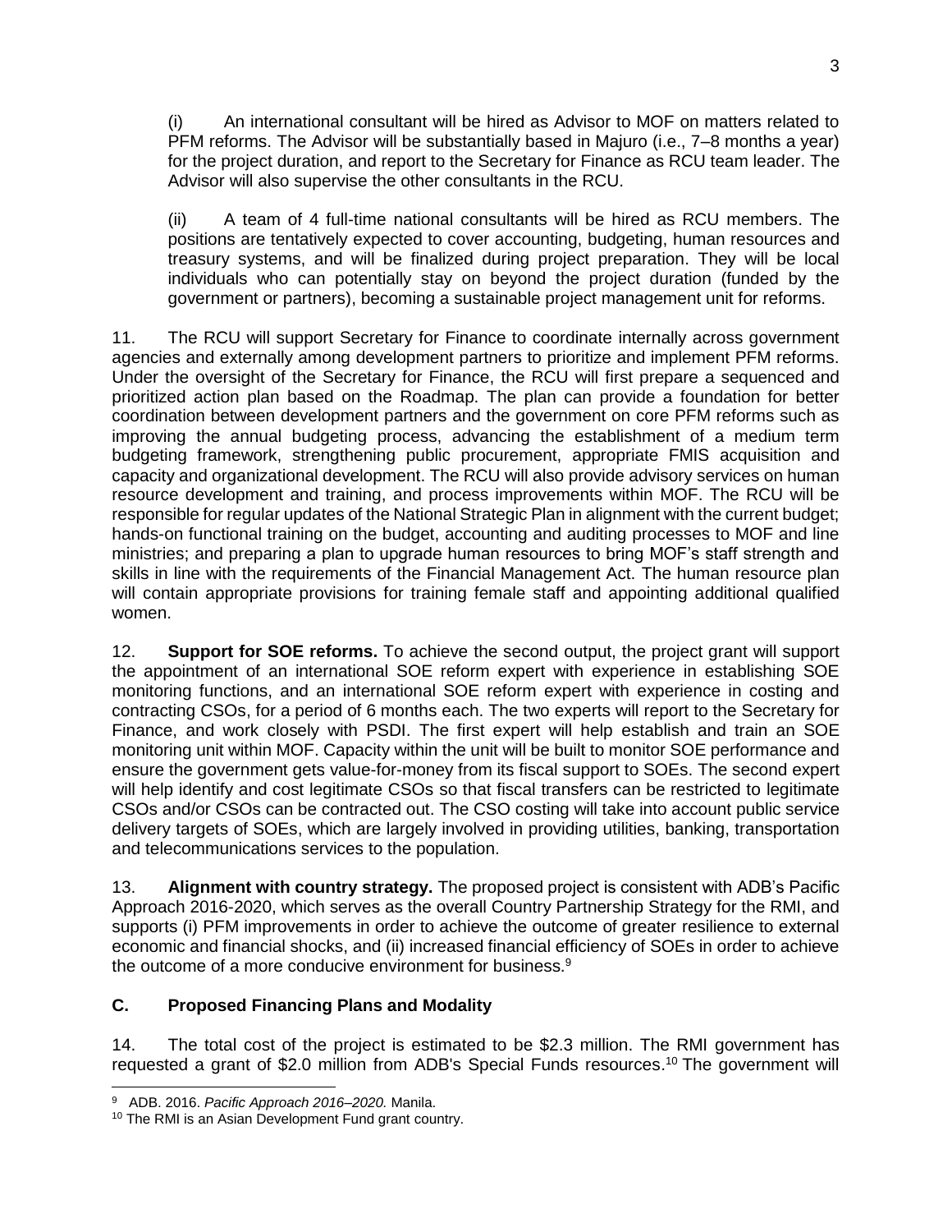(i) An international consultant will be hired as Advisor to MOF on matters related to PFM reforms. The Advisor will be substantially based in Majuro (i.e., 7–8 months a year) for the project duration, and report to the Secretary for Finance as RCU team leader. The Advisor will also supervise the other consultants in the RCU.

(ii) A team of 4 full-time national consultants will be hired as RCU members. The positions are tentatively expected to cover accounting, budgeting, human resources and treasury systems, and will be finalized during project preparation. They will be local individuals who can potentially stay on beyond the project duration (funded by the government or partners), becoming a sustainable project management unit for reforms.

11. The RCU will support Secretary for Finance to coordinate internally across government agencies and externally among development partners to prioritize and implement PFM reforms. Under the oversight of the Secretary for Finance, the RCU will first prepare a sequenced and prioritized action plan based on the Roadmap. The plan can provide a foundation for better coordination between development partners and the government on core PFM reforms such as improving the annual budgeting process, advancing the establishment of a medium term budgeting framework, strengthening public procurement, appropriate FMIS acquisition and capacity and organizational development. The RCU will also provide advisory services on human resource development and training, and process improvements within MOF. The RCU will be responsible for regular updates of the National Strategic Plan in alignment with the current budget; hands-on functional training on the budget, accounting and auditing processes to MOF and line ministries; and preparing a plan to upgrade human resources to bring MOF's staff strength and skills in line with the requirements of the Financial Management Act. The human resource plan will contain appropriate provisions for training female staff and appointing additional qualified women.

12. **Support for SOE reforms.** To achieve the second output, the project grant will support the appointment of an international SOE reform expert with experience in establishing SOE monitoring functions, and an international SOE reform expert with experience in costing and contracting CSOs, for a period of 6 months each. The two experts will report to the Secretary for Finance, and work closely with PSDI. The first expert will help establish and train an SOE monitoring unit within MOF. Capacity within the unit will be built to monitor SOE performance and ensure the government gets value-for-money from its fiscal support to SOEs. The second expert will help identify and cost legitimate CSOs so that fiscal transfers can be restricted to legitimate CSOs and/or CSOs can be contracted out. The CSO costing will take into account public service delivery targets of SOEs, which are largely involved in providing utilities, banking, transportation and telecommunications services to the population.

13. **Alignment with country strategy.** The proposed project is consistent with ADB's Pacific Approach 2016-2020, which serves as the overall Country Partnership Strategy for the RMI, and supports (i) PFM improvements in order to achieve the outcome of greater resilience to external economic and financial shocks, and (ii) increased financial efficiency of SOEs in order to achieve the outcome of a more conducive environment for business.[9]

### C. Proposed Financing Plans and Modality

14. The total cost of the project is estimated to be $2.3 million. The RMI government has requested a grant of $2.0 million from ADB's Special Funds resources.[10] The government will

---

[9] ADB. 2016. *Pacific Approach 2016–2020.* Manila.

[10] The RMI is an Asian Development Fund grant country.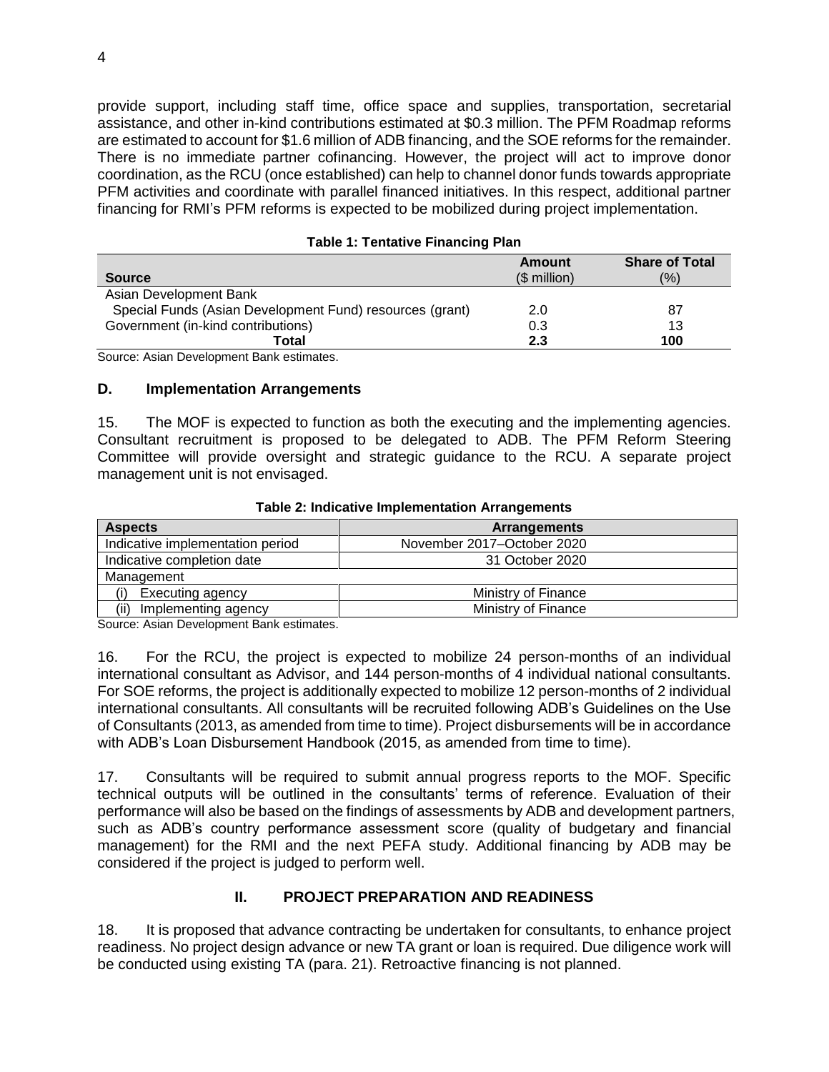provide support, including staff time, office space and supplies, transportation, secretarial assistance, and other in-kind contributions estimated at $0.3 million. The PFM Roadmap reforms are estimated to account for $1.6 million of ADB financing, and the SOE reforms for the remainder. There is no immediate partner cofinancing. However, the project will act to improve donor coordination, as the RCU (once established) can help to channel donor funds towards appropriate PFM activities and coordinate with parallel financed initiatives. In this respect, additional partner financing for RMI's PFM reforms is expected to be mobilized during project implementation.

**Table 1: Tentative Financing Plan**

| Source | Amount ($ million) | Share of Total (%) |
|---|---|---|
| Asian Development Bank | | |
| Special Funds (Asian Development Fund) resources (grant) | 2.0 | 87 |
| Government (in-kind contributions) | 0.3 | 13 |
| **Total** | **2.3** | **100** |

Source: Asian Development Bank estimates.

### D. Implementation Arrangements

15. The MOF is expected to function as both the executing and the implementing agencies. Consultant recruitment is proposed to be delegated to ADB. The PFM Reform Steering Committee will provide oversight and strategic guidance to the RCU. A separate project management unit is not envisaged.

**Table 2: Indicative Implementation Arrangements**

| Aspects | Arrangements |
|---|---|
| Indicative implementation period | November 2017–October 2020 |
| Indicative completion date | 31 October 2020 |
| Management | |
| (i) Executing agency | Ministry of Finance |
| (ii) Implementing agency | Ministry of Finance |

Source: Asian Development Bank estimates.

16. For the RCU, the project is expected to mobilize 24 person-months of an individual international consultant as Advisor, and 144 person-months of 4 individual national consultants. For SOE reforms, the project is additionally expected to mobilize 12 person-months of 2 individual international consultants. All consultants will be recruited following ADB's Guidelines on the Use of Consultants (2013, as amended from time to time). Project disbursements will be in accordance with ADB's Loan Disbursement Handbook (2015, as amended from time to time).

17. Consultants will be required to submit annual progress reports to the MOF. Specific technical outputs will be outlined in the consultants' terms of reference. Evaluation of their performance will also be based on the findings of assessments by ADB and development partners, such as ADB's country performance assessment score (quality of budgetary and financial management) for the RMI and the next PEFA study. Additional financing by ADB may be considered if the project is judged to perform well.

## II. PROJECT PREPARATION AND READINESS

18. It is proposed that advance contracting be undertaken for consultants, to enhance project readiness. No project design advance or new TA grant or loan is required. Due diligence work will be conducted using existing TA (para. 21). Retroactive financing is not planned.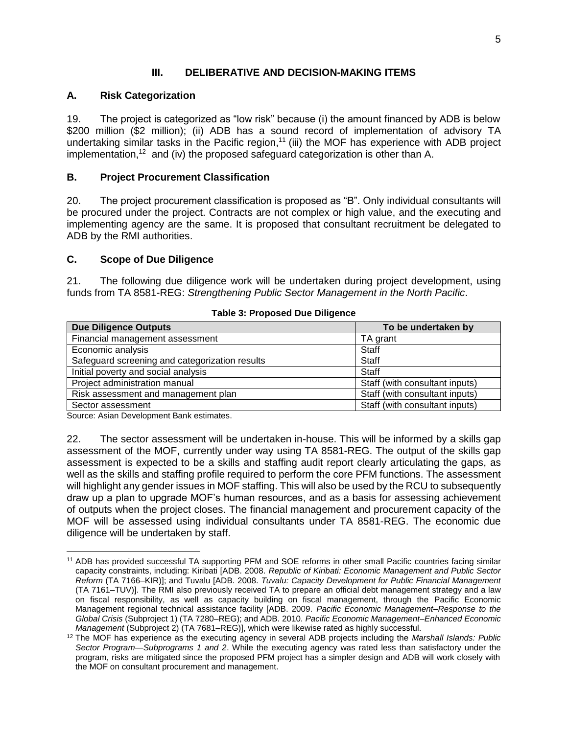## III. DELIBERATIVE AND DECISION-MAKING ITEMS

### A. Risk Categorization

19. The project is categorized as "low risk" because (i) the amount financed by ADB is below $200 million ($2 million); (ii) ADB has a sound record of implementation of advisory TA undertaking similar tasks in the Pacific region,[11] (iii) the MOF has experience with ADB project implementation,[12] and (iv) the proposed safeguard categorization is other than A.

### B. Project Procurement Classification

20. The project procurement classification is proposed as "B". Only individual consultants will be procured under the project. Contracts are not complex or high value, and the executing and implementing agency are the same. It is proposed that consultant recruitment be delegated to ADB by the RMI authorities.

### C. Scope of Due Diligence

21. The following due diligence work will be undertaken during project development, using funds from TA 8581-REG: *Strengthening Public Sector Management in the North Pacific*.

**Table 3: Proposed Due Diligence**

| Due Diligence Outputs | To be undertaken by |
|---|---|
| Financial management assessment | TA grant |
| Economic analysis | Staff |
| Safeguard screening and categorization results | Staff |
| Initial poverty and social analysis | Staff |
| Project administration manual | Staff (with consultant inputs) |
| Risk assessment and management plan | Staff (with consultant inputs) |
| Sector assessment | Staff (with consultant inputs) |

Source: Asian Development Bank estimates.

22. The sector assessment will be undertaken in-house. This will be informed by a skills gap assessment of the MOF, currently under way using TA 8581-REG. The output of the skills gap assessment is expected to be a skills and staffing audit report clearly articulating the gaps, as well as the skills and staffing profile required to perform the core PFM functions. The assessment will highlight any gender issues in MOF staffing. This will also be used by the RCU to subsequently draw up a plan to upgrade MOF's human resources, and as a basis for assessing achievement of outputs when the project closes. The financial management and procurement capacity of the MOF will be assessed using individual consultants under TA 8581-REG. The economic due diligence will be undertaken by staff.

[11] ADB has provided successful TA supporting PFM and SOE reforms in other small Pacific countries facing similar capacity constraints, including: Kiribati [ADB. 2008. *Republic of Kiribati: Economic Management and Public Sector Reform* (TA 7166–KIR)]; and Tuvalu [ADB. 2008. *Tuvalu: Capacity Development for Public Financial Management* (TA 7161–TUV)]. The RMI also previously received TA to prepare an official debt management strategy and a law on fiscal responsibility, as well as capacity building on fiscal management, through the Pacific Economic Management regional technical assistance facility [ADB. 2009. *Pacific Economic Management–Response to the Global Crisis* (Subproject 1) (TA 7280–REG); and ADB. 2010. *Pacific Economic Management–Enhanced Economic Management* (Subproject 2) (TA 7681–REG)], which were likewise rated as highly successful.

[12] The MOF has experience as the executing agency in several ADB projects including the *Marshall Islands: Public Sector Program—Subprograms 1 and 2*. While the executing agency was rated less than satisfactory under the program, risks are mitigated since the proposed PFM project has a simpler design and ADB will work closely with the MOF on consultant procurement and management.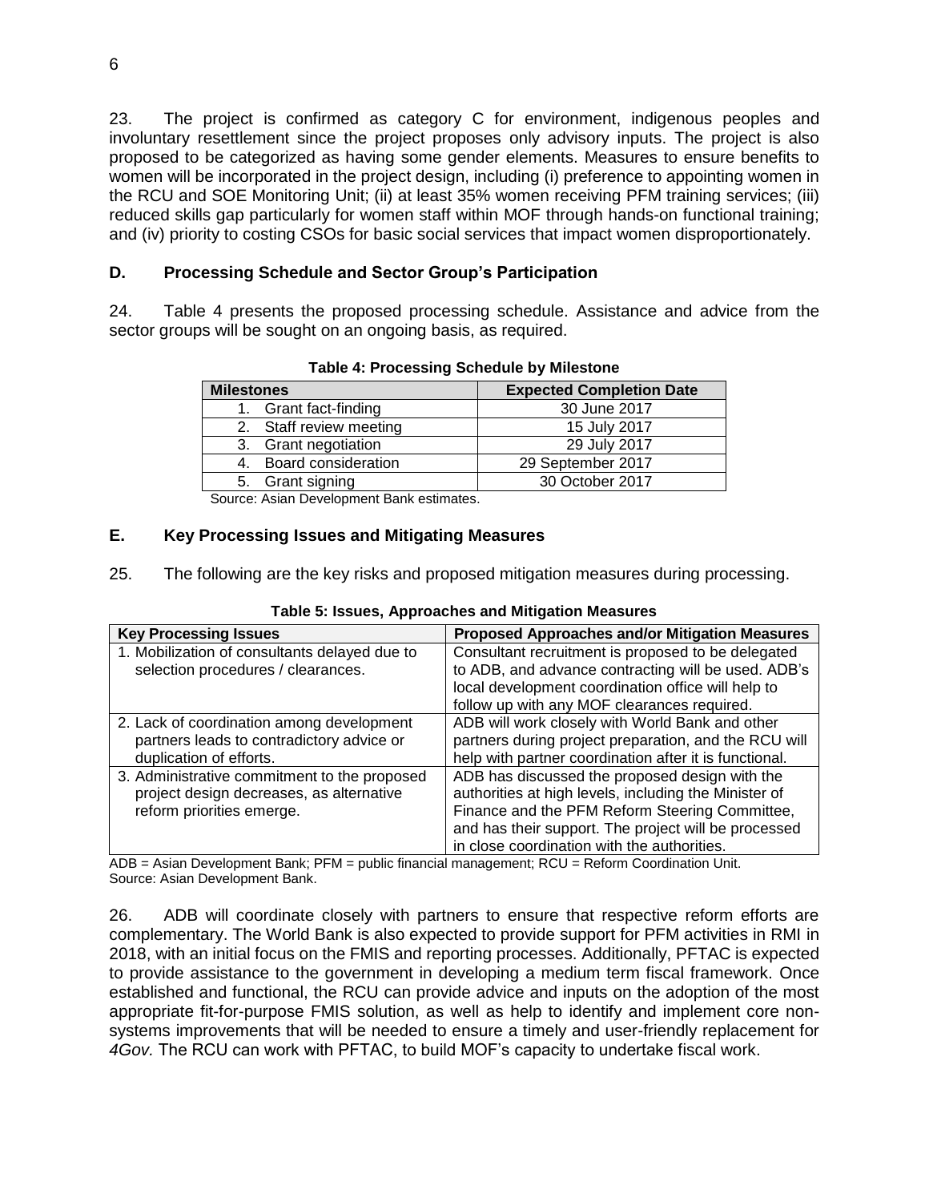23. The project is confirmed as category C for environment, indigenous peoples and involuntary resettlement since the project proposes only advisory inputs. The project is also proposed to be categorized as having some gender elements. Measures to ensure benefits to women will be incorporated in the project design, including (i) preference to appointing women in the RCU and SOE Monitoring Unit; (ii) at least 35% women receiving PFM training services; (iii) reduced skills gap particularly for women staff within MOF through hands-on functional training; and (iv) priority to costing CSOs for basic social services that impact women disproportionately.

## D. Processing Schedule and Sector Group's Participation

24. Table 4 presents the proposed processing schedule. Assistance and advice from the sector groups will be sought on an ongoing basis, as required.

**Table 4: Processing Schedule by Milestone**

| Milestones | Expected Completion Date |
|---|---|
| 1. Grant fact-finding | 30 June 2017 |
| 2. Staff review meeting | 15 July 2017 |
| 3. Grant negotiation | 29 July 2017 |
| 4. Board consideration | 29 September 2017 |
| 5. Grant signing | 30 October 2017 |

Source: Asian Development Bank estimates.

## E. Key Processing Issues and Mitigating Measures

25. The following are the key risks and proposed mitigation measures during processing.

**Table 5: Issues, Approaches and Mitigation Measures**

| Key Processing Issues | Proposed Approaches and/or Mitigation Measures |
|---|---|
| 1. Mobilization of consultants delayed due to selection procedures / clearances. | Consultant recruitment is proposed to be delegated to ADB, and advance contracting will be used. ADB's local development coordination office will help to follow up with any MOF clearances required. |
| 2. Lack of coordination among development partners leads to contradictory advice or duplication of efforts. | ADB will work closely with World Bank and other partners during project preparation, and the RCU will help with partner coordination after it is functional. |
| 3. Administrative commitment to the proposed project design decreases, as alternative reform priorities emerge. | ADB has discussed the proposed design with the authorities at high levels, including the Minister of Finance and the PFM Reform Steering Committee, and has their support. The project will be processed in close coordination with the authorities. |

ADB = Asian Development Bank; PFM = public financial management; RCU = Reform Coordination Unit.
Source: Asian Development Bank.

26. ADB will coordinate closely with partners to ensure that respective reform efforts are complementary. The World Bank is also expected to provide support for PFM activities in RMI in 2018, with an initial focus on the FMIS and reporting processes. Additionally, PFTAC is expected to provide assistance to the government in developing a medium term fiscal framework. Once established and functional, the RCU can provide advice and inputs on the adoption of the most appropriate fit-for-purpose FMIS solution, as well as help to identify and implement core non-systems improvements that will be needed to ensure a timely and user-friendly replacement for *4Gov.* The RCU can work with PFTAC, to build MOF's capacity to undertake fiscal work.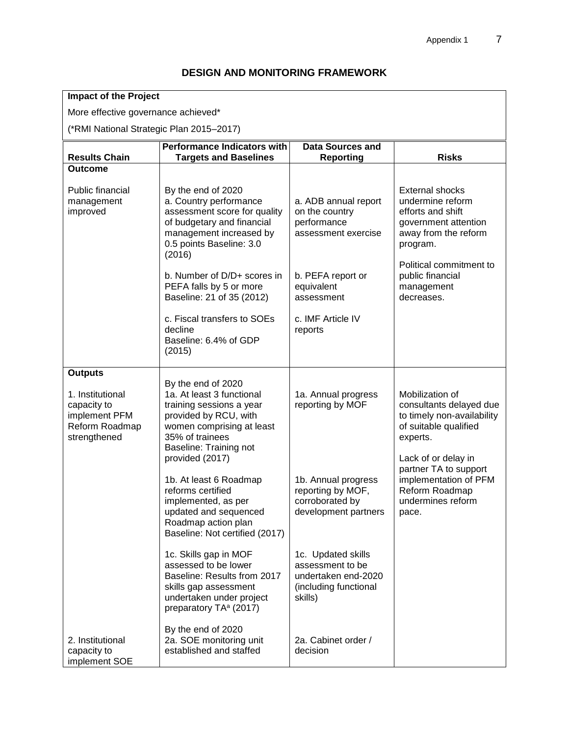## DESIGN AND MONITORING FRAMEWORK

| Impact of the Project |
|---|
| More effective governance achieved* |
| (*RMI National Strategic Plan 2015–2017) |

| Results Chain | Performance Indicators with Targets and Baselines | Data Sources and Reporting | Risks |
|---|---|---|---|
| **Outcome** | | | |
| Public financial management improved | By the end of 2020<br>a. Country performance assessment score for quality of budgetary and financial management increased by 0.5 points Baseline: 3.0 (2016) | a. ADB annual report on the country performance assessment exercise | External shocks undermine reform efforts and shift government attention away from the reform program.<br><br>Political commitment to public financial management decreases. |
| | b. Number of D/D+ scores in PEFA falls by 5 or more<br>Baseline: 21 of 35 (2012) | b. PEFA report or equivalent assessment | |
| | c. Fiscal transfers to SOEs decline<br>Baseline: 6.4% of GDP (2015) | c. IMF Article IV reports | |
| **Outputs** | | | |
| 1. Institutional capacity to implement PFM Reform Roadmap strengthened | By the end of 2020<br>1a. At least 3 functional training sessions a year provided by RCU, with women comprising at least 35% of trainees<br>Baseline: Training not provided (2017) | 1a. Annual progress reporting by MOF | Mobilization of consultants delayed due to timely non-availability of suitable qualified experts.<br><br>Lack of or delay in partner TA to support implementation of PFM Reform Roadmap undermines reform pace. |
| | 1b. At least 6 Roadmap reforms certified implemented, as per updated and sequenced Roadmap action plan<br>Baseline: Not certified (2017) | 1b. Annual progress reporting by MOF, corroborated by development partners | |
| | 1c. Skills gap in MOF assessed to be lower<br>Baseline: Results from 2017 skills gap assessment undertaken under project preparatory TA[a] (2017) | 1c. Updated skills assessment to be undertaken end-2020 (including functional skills) | |
| 2. Institutional capacity to implement SOE | By the end of 2020<br>2a. SOE monitoring unit established and staffed | 2a. Cabinet order / decision | |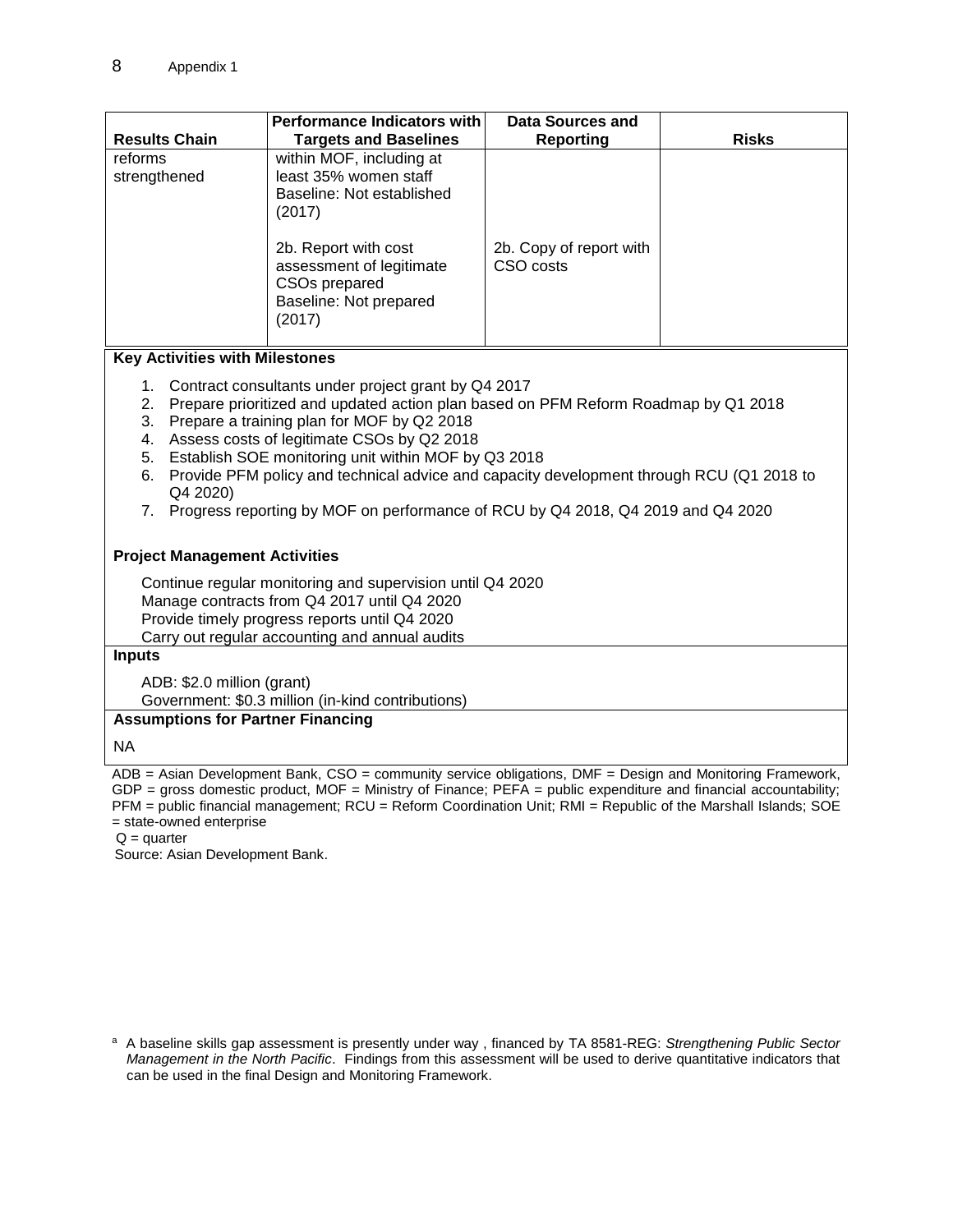| Results Chain | Performance Indicators with Targets and Baselines | Data Sources and Reporting | Risks |
|---|---|---|---|
| reforms strengthened | within MOF, including at least 35% women staff<br>Baseline: Not established (2017)<br><br>2b. Report with cost assessment of legitimate CSOs prepared<br>Baseline: Not prepared (2017) | <br><br><br><br>2b. Copy of report with CSO costs | |

**Key Activities with Milestones**

1. Contract consultants under project grant by Q4 2017
2. Prepare prioritized and updated action plan based on PFM Reform Roadmap by Q1 2018
3. Prepare a training plan for MOF by Q2 2018
4. Assess costs of legitimate CSOs by Q2 2018
5. Establish SOE monitoring unit within MOF by Q3 2018
6. Provide PFM policy and technical advice and capacity development through RCU (Q1 2018 to Q4 2020)
7. Progress reporting by MOF on performance of RCU by Q4 2018, Q4 2019 and Q4 2020

**Project Management Activities**

Continue regular monitoring and supervision until Q4 2020
Manage contracts from Q4 2017 until Q4 2020
Provide timely progress reports until Q4 2020
Carry out regular accounting and annual audits

**Inputs**

ADB: $2.0 million (grant)
Government: $0.3 million (in-kind contributions)

**Assumptions for Partner Financing**

NA

ADB = Asian Development Bank, CSO = community service obligations, DMF = Design and Monitoring Framework, GDP = gross domestic product, MOF = Ministry of Finance; PEFA = public expenditure and financial accountability; PFM = public financial management; RCU = Reform Coordination Unit; RMI = Republic of the Marshall Islands; SOE = state-owned enterprise
Q = quarter
Source: Asian Development Bank.

[a] A baseline skills gap assessment is presently under way , financed by TA 8581-REG: *Strengthening Public Sector Management in the North Pacific*. Findings from this assessment will be used to derive quantitative indicators that can be used in the final Design and Monitoring Framework.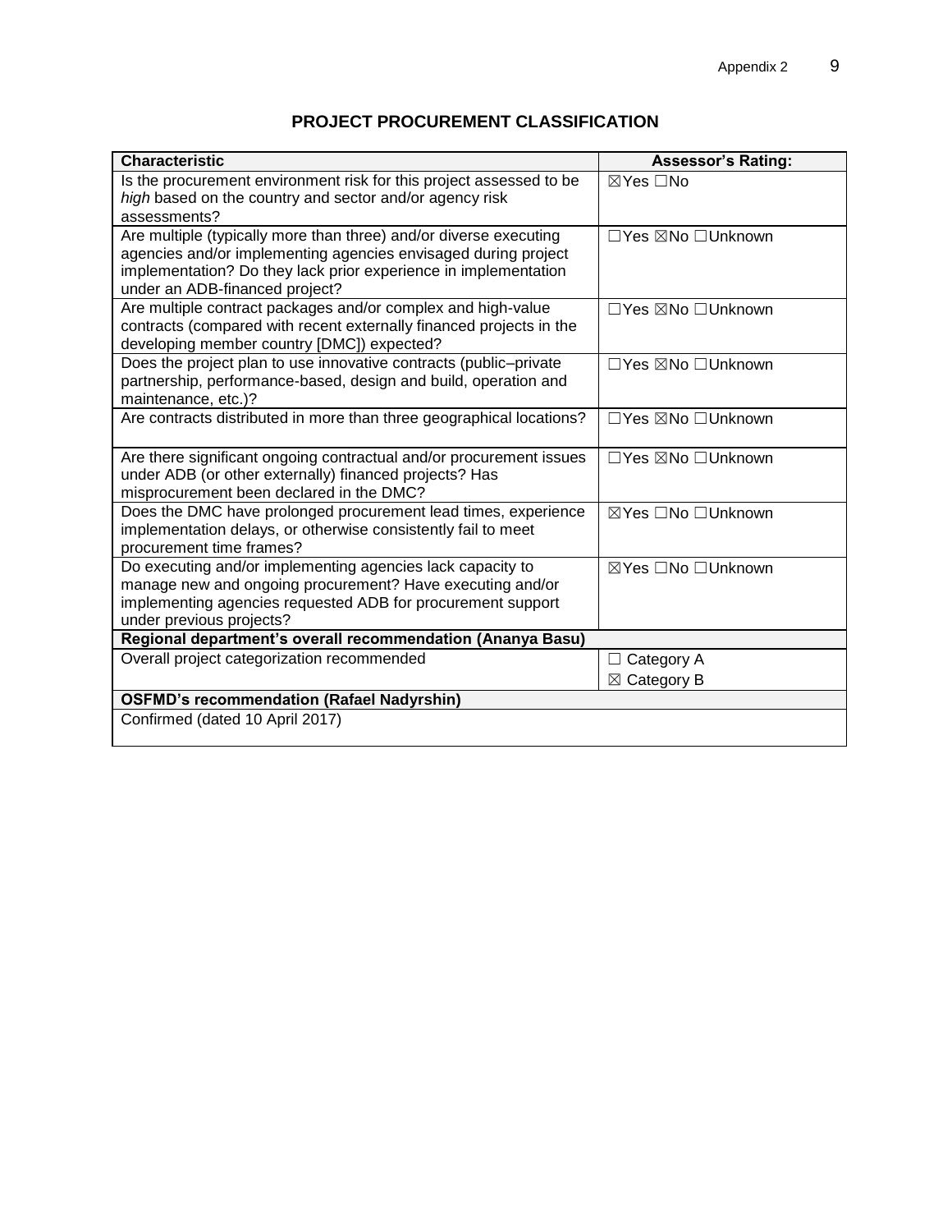## PROJECT PROCUREMENT CLASSIFICATION

| Characteristic | Assessor's Rating: |
| --- | --- |
| Is the procurement environment risk for this project assessed to be *high* based on the country and sector and/or agency risk assessments? | ☒Yes ☐No |
| Are multiple (typically more than three) and/or diverse executing agencies and/or implementing agencies envisaged during project implementation? Do they lack prior experience in implementation under an ADB-financed project? | ☐Yes ☒No ☐Unknown |
| Are multiple contract packages and/or complex and high-value contracts (compared with recent externally financed projects in the developing member country [DMC]) expected? | ☐Yes ☒No ☐Unknown |
| Does the project plan to use innovative contracts (public–private partnership, performance-based, design and build, operation and maintenance, etc.)? | ☐Yes ☒No ☐Unknown |
| Are contracts distributed in more than three geographical locations? | ☐Yes ☒No ☐Unknown |
| Are there significant ongoing contractual and/or procurement issues under ADB (or other externally) financed projects? Has misprocurement been declared in the DMC? | ☐Yes ☒No ☐Unknown |
| Does the DMC have prolonged procurement lead times, experience implementation delays, or otherwise consistently fail to meet procurement time frames? | ☒Yes ☐No ☐Unknown |
| Do executing and/or implementing agencies lack capacity to manage new and ongoing procurement? Have executing and/or implementing agencies requested ADB for procurement support under previous projects? | ☒Yes ☐No ☐Unknown |
| **Regional department's overall recommendation (Ananya Basu)** | |
| Overall project categorization recommended | ☐ Category A<br>☒ Category B |
| **OSFMD's recommendation (Rafael Nadyrshin)** | |
| Confirmed (dated 10 April 2017) | |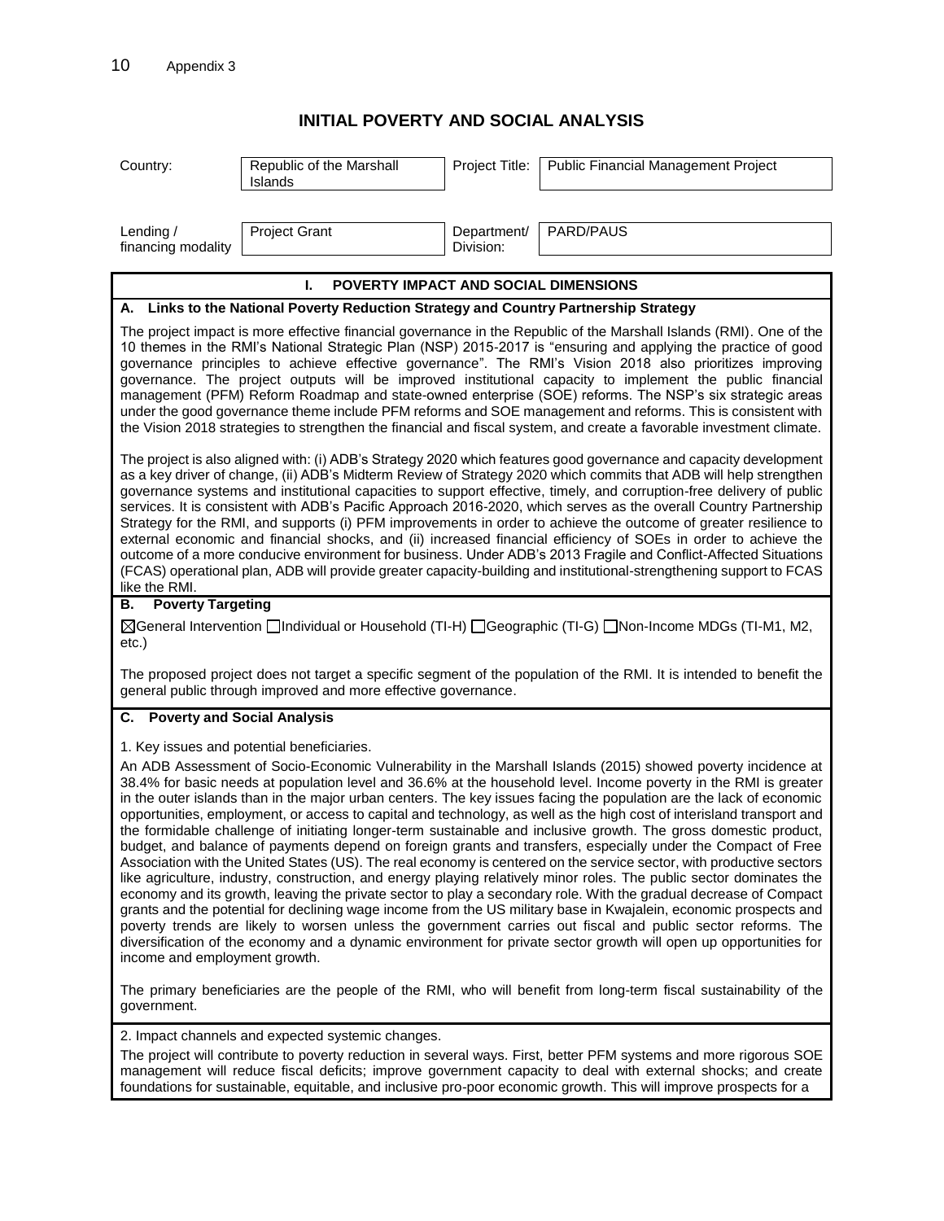## INITIAL POVERTY AND SOCIAL ANALYSIS

| Country: | Republic of the Marshall Islands | Project Title: | Public Financial Management Project |
|---|---|---|---|
| Lending / financing modality | Project Grant | Department/ Division: | PARD/PAUS |

### I. POVERTY IMPACT AND SOCIAL DIMENSIONS

**A. Links to the National Poverty Reduction Strategy and Country Partnership Strategy**

The project impact is more effective financial governance in the Republic of the Marshall Islands (RMI). One of the 10 themes in the RMI's National Strategic Plan (NSP) 2015-2017 is "ensuring and applying the practice of good governance principles to achieve effective governance". The RMI's Vision 2018 also prioritizes improving governance. The project outputs will be improved institutional capacity to implement the public financial management (PFM) Reform Roadmap and state-owned enterprise (SOE) reforms. The NSP's six strategic areas under the good governance theme include PFM reforms and SOE management and reforms. This is consistent with the Vision 2018 strategies to strengthen the financial and fiscal system, and create a favorable investment climate.

The project is also aligned with: (i) ADB's Strategy 2020 which features good governance and capacity development as a key driver of change, (ii) ADB's Midterm Review of Strategy 2020 which commits that ADB will help strengthen governance systems and institutional capacities to support effective, timely, and corruption-free delivery of public services. It is consistent with ADB's Pacific Approach 2016-2020, which serves as the overall Country Partnership Strategy for the RMI, and supports (i) PFM improvements in order to achieve the outcome of greater resilience to external economic and financial shocks, and (ii) increased financial efficiency of SOEs in order to achieve the outcome of a more conducive environment for business. Under ADB's 2013 Fragile and Conflict-Affected Situations (FCAS) operational plan, ADB will provide greater capacity-building and institutional-strengthening support to FCAS like the RMI.

**B. Poverty Targeting**

☒General Intervention ☐Individual or Household (TI-H) ☐Geographic (TI-G) ☐Non-Income MDGs (TI-M1, M2, etc.)

The proposed project does not target a specific segment of the population of the RMI. It is intended to benefit the general public through improved and more effective governance.

**C. Poverty and Social Analysis**

1. Key issues and potential beneficiaries.

An ADB Assessment of Socio-Economic Vulnerability in the Marshall Islands (2015) showed poverty incidence at 38.4% for basic needs at population level and 36.6% at the household level. Income poverty in the RMI is greater in the outer islands than in the major urban centers. The key issues facing the population are the lack of economic opportunities, employment, or access to capital and technology, as well as the high cost of interisland transport and the formidable challenge of initiating longer-term sustainable and inclusive growth. The gross domestic product, budget, and balance of payments depend on foreign grants and transfers, especially under the Compact of Free Association with the United States (US). The real economy is centered on the service sector, with productive sectors like agriculture, industry, construction, and energy playing relatively minor roles. The public sector dominates the economy and its growth, leaving the private sector to play a secondary role. With the gradual decrease of Compact grants and the potential for declining wage income from the US military base in Kwajalein, economic prospects and poverty trends are likely to worsen unless the government carries out fiscal and public sector reforms. The diversification of the economy and a dynamic environment for private sector growth will open up opportunities for income and employment growth.

The primary beneficiaries are the people of the RMI, who will benefit from long-term fiscal sustainability of the government.

2. Impact channels and expected systemic changes.

The project will contribute to poverty reduction in several ways. First, better PFM systems and more rigorous SOE management will reduce fiscal deficits; improve government capacity to deal with external shocks; and create foundations for sustainable, equitable, and inclusive pro-poor economic growth. This will improve prospects for a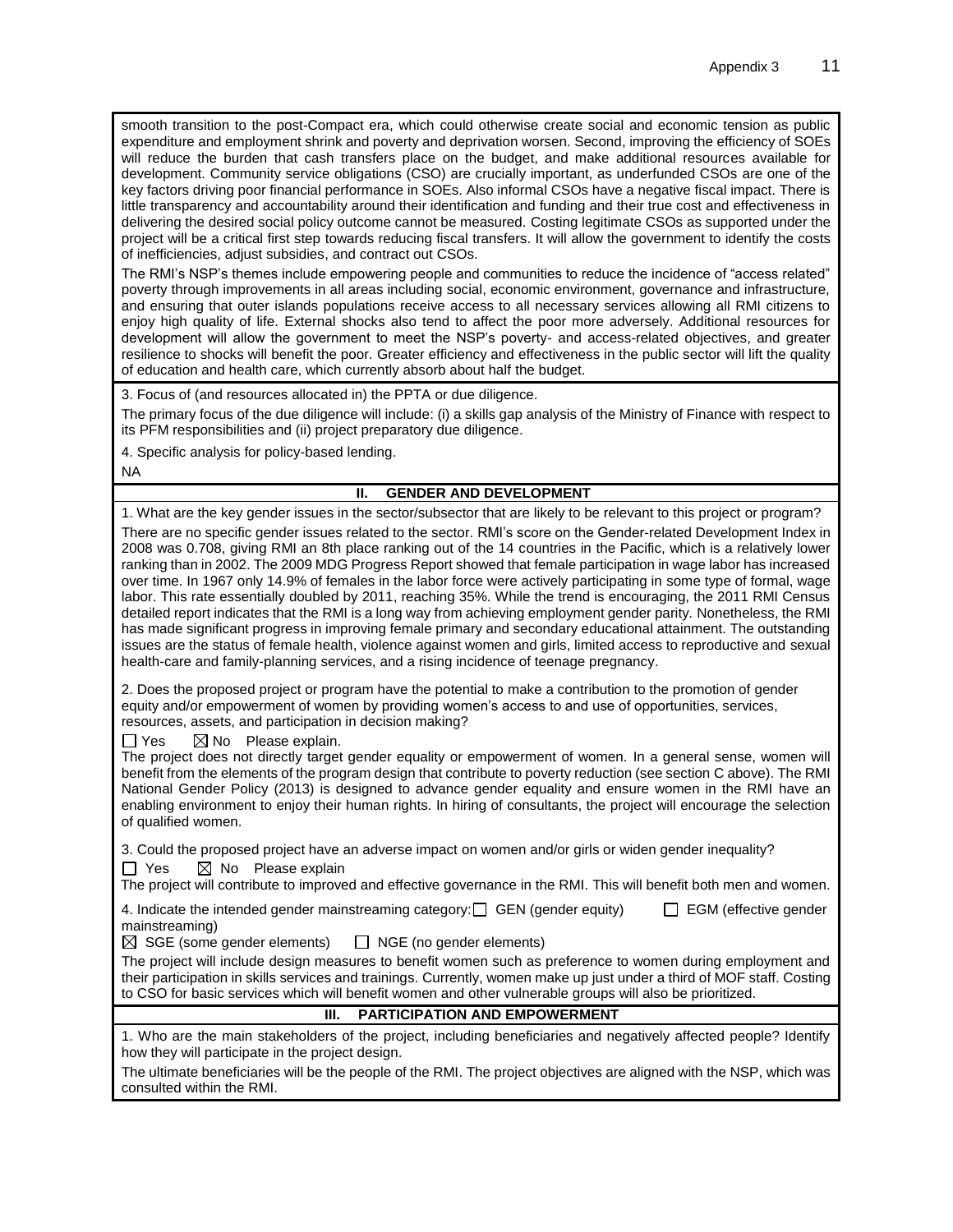smooth transition to the post-Compact era, which could otherwise create social and economic tension as public expenditure and employment shrink and poverty and deprivation worsen. Second, improving the efficiency of SOEs will reduce the burden that cash transfers place on the budget, and make additional resources available for development. Community service obligations (CSO) are crucially important, as underfunded CSOs are one of the key factors driving poor financial performance in SOEs. Also informal CSOs have a negative fiscal impact. There is little transparency and accountability around their identification and funding and their true cost and effectiveness in delivering the desired social policy outcome cannot be measured. Costing legitimate CSOs as supported under the project will be a critical first step towards reducing fiscal transfers. It will allow the government to identify the costs of inefficiencies, adjust subsidies, and contract out CSOs.

The RMI's NSP's themes include empowering people and communities to reduce the incidence of "access related" poverty through improvements in all areas including social, economic environment, governance and infrastructure, and ensuring that outer islands populations receive access to all necessary services allowing all RMI citizens to enjoy high quality of life. External shocks also tend to affect the poor more adversely. Additional resources for development will allow the government to meet the NSP's poverty- and access-related objectives, and greater resilience to shocks will benefit the poor. Greater efficiency and effectiveness in the public sector will lift the quality of education and health care, which currently absorb about half the budget.

3. Focus of (and resources allocated in) the PPTA or due diligence.

The primary focus of the due diligence will include: (i) a skills gap analysis of the Ministry of Finance with respect to its PFM responsibilities and (ii) project preparatory due diligence.

4. Specific analysis for policy-based lending.

NA

## II. GENDER AND DEVELOPMENT

1. What are the key gender issues in the sector/subsector that are likely to be relevant to this project or program?

There are no specific gender issues related to the sector. RMI's score on the Gender-related Development Index in 2008 was 0.708, giving RMI an 8th place ranking out of the 14 countries in the Pacific, which is a relatively lower ranking than in 2002. The 2009 MDG Progress Report showed that female participation in wage labor has increased over time. In 1967 only 14.9% of females in the labor force were actively participating in some type of formal, wage labor. This rate essentially doubled by 2011, reaching 35%. While the trend is encouraging, the 2011 RMI Census detailed report indicates that the RMI is a long way from achieving employment gender parity. Nonetheless, the RMI has made significant progress in improving female primary and secondary educational attainment. The outstanding issues are the status of female health, violence against women and girls, limited access to reproductive and sexual health-care and family-planning services, and a rising incidence of teenage pregnancy.

2. Does the proposed project or program have the potential to make a contribution to the promotion of gender equity and/or empowerment of women by providing women's access to and use of opportunities, services, resources, assets, and participation in decision making?

☐ Yes ☒ No Please explain.

The project does not directly target gender equality or empowerment of women. In a general sense, women will benefit from the elements of the program design that contribute to poverty reduction (see section C above). The RMI National Gender Policy (2013) is designed to advance gender equality and ensure women in the RMI have an enabling environment to enjoy their human rights. In hiring of consultants, the project will encourage the selection of qualified women.

3. Could the proposed project have an adverse impact on women and/or girls or widen gender inequality?

☐ Yes ☒ No Please explain

The project will contribute to improved and effective governance in the RMI. This will benefit both men and women.

4. Indicate the intended gender mainstreaming category: ☐ GEN (gender equity) ☐ EGM (effective gender mainstreaming)

☒ SGE (some gender elements) ☐ NGE (no gender elements)

The project will include design measures to benefit women such as preference to women during employment and their participation in skills services and trainings. Currently, women make up just under a third of MOF staff. Costing to CSO for basic services which will benefit women and other vulnerable groups will also be prioritized.

## III. PARTICIPATION AND EMPOWERMENT

1. Who are the main stakeholders of the project, including beneficiaries and negatively affected people? Identify how they will participate in the project design.

The ultimate beneficiaries will be the people of the RMI. The project objectives are aligned with the NSP, which was consulted within the RMI.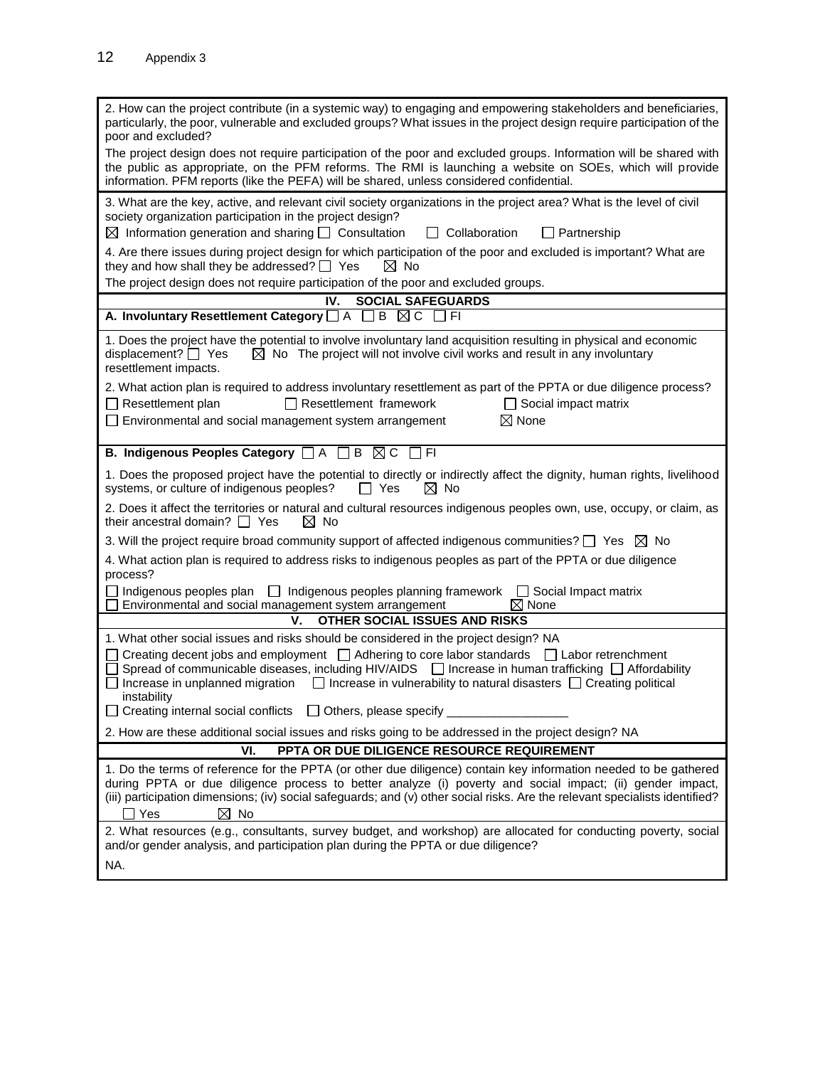2. How can the project contribute (in a systemic way) to engaging and empowering stakeholders and beneficiaries, particularly, the poor, vulnerable and excluded groups? What issues in the project design require participation of the poor and excluded?

The project design does not require participation of the poor and excluded groups. Information will be shared with the public as appropriate, on the PFM reforms. The RMI is launching a website on SOEs, which will provide information. PFM reports (like the PEFA) will be shared, unless considered confidential.

3. What are the key, active, and relevant civil society organizations in the project area? What is the level of civil society organization participation in the project design?

☒ Information generation and sharing ☐ Consultation ☐ Collaboration ☐ Partnership

4. Are there issues during project design for which participation of the poor and excluded is important? What are they and how shall they be addressed? ☐ Yes ☒ No

The project design does not require participation of the poor and excluded groups.

## IV. SOCIAL SAFEGUARDS

**A. Involuntary Resettlement Category** ☐ A ☐ B ☒ C ☐ FI

1. Does the project have the potential to involve voluntary land acquisition resulting in physical and economic displacement? ☐ Yes ☒ No The project will not involve civil works and result in any involuntary resettlement impacts.

2. What action plan is required to address involuntary resettlement as part of the PPTA or due diligence process?

☐ Resettlement plan ☐ Resettlement framework ☐ Social impact matrix
☐ Environmental and social management system arrangement ☒ None

**B. Indigenous Peoples Category** ☐ A ☐ B ☒ C ☐ FI

1. Does the proposed project have the potential to directly or indirectly affect the dignity, human rights, livelihood systems, or culture of indigenous peoples? ☐ Yes ☒ No

2. Does it affect the territories or natural and cultural resources indigenous peoples own, use, occupy, or claim, as their ancestral domain? ☐ Yes ☒ No

3. Will the project require broad community support of affected indigenous communities? ☐ Yes ☒ No

4. What action plan is required to address risks to indigenous peoples as part of the PPTA or due diligence process?

☐ Indigenous peoples plan ☐ Indigenous peoples planning framework ☐ Social Impact matrix
☐ Environmental and social management system arrangement ☒ None

## V. OTHER SOCIAL ISSUES AND RISKS

1. What other social issues and risks should be considered in the project design? NA

☐ Creating decent jobs and employment ☐ Adhering to core labor standards ☐ Labor retrenchment
☐ Spread of communicable diseases, including HIV/AIDS ☐ Increase in human trafficking ☐ Affordability
☐ Increase in unplanned migration ☐ Increase in vulnerability to natural disasters ☐ Creating political instability
☐ Creating internal social conflicts ☐ Others, please specify __________________

2. How are these additional social issues and risks going to be addressed in the project design? NA

## VI. PPTA OR DUE DILIGENCE RESOURCE REQUIREMENT

1. Do the terms of reference for the PPTA (or other due diligence) contain key information needed to be gathered during PPTA or due diligence process to better analyze (i) poverty and social impact; (ii) gender impact, (iii) participation dimensions; (iv) social safeguards; and (v) other social risks. Are the relevant specialists identified?

☐ Yes ☒ No

2. What resources (e.g., consultants, survey budget, and workshop) are allocated for conducting poverty, social and/or gender analysis, and participation plan during the PPTA or due diligence?

NA.